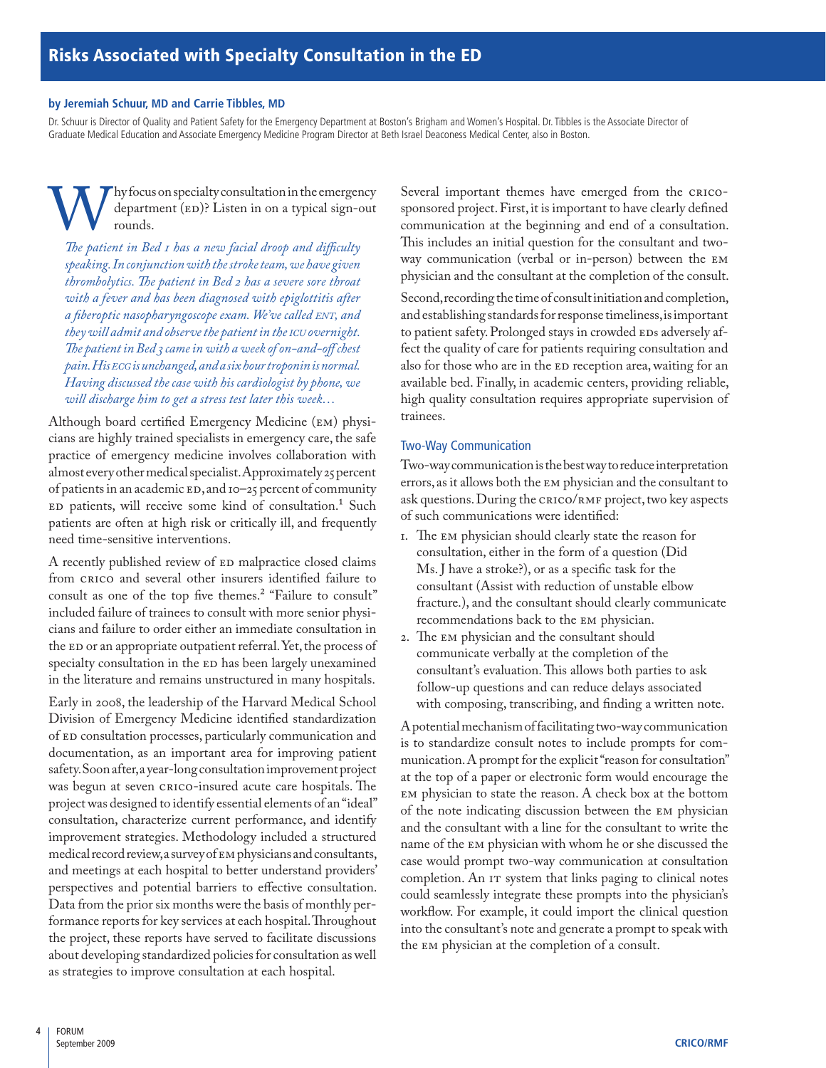# Risks Associated with Specialty Consultation in the ED

**by Jeremiah Schuur, MD and Carrie Tibbles, MD**

Dr. Schuur is Director of Quality and Patient Safety for the Emergency Department at Boston's Brigham and Women's Hospital. Dr. Tibbles is the Associate Director of Graduate Medical Education and Associate Emergency Medicine Program Director at Beth Israel Deaconess Medical Center, also in Boston.

Why focus on specialty consultation in the emergency department (ED)? Listen in on a typical sign-out rounds.

*The patient in Bed 1 has a new facial droop and difficulty speaking. In conjunction with the stroke team, we have given thrombolytics. The patient in Bed 2 has a severe sore throat with a fever and has been diagnosed with epiglottitis after a fiberoptic nasopharyngoscope exam. We've called ENT, and they will admit and observe the patient in the ICU overnight. The patient in Bed 3 came in with a week of on-and-off chest pain. His ECG is unchanged, and a six hour troponin is normal. Having discussed the case with his cardiologist by phone, we will discharge him to get a stress test later this week…*

Although board certified Emergency Medicine (EM) physicians are highly trained specialists in emergency care, the safe practice of emergency medicine involves collaboration with almost every other medical specialist. Approximately 25 percent of patients in an academic ED, and 10–25 percent of community ED patients, will receive some kind of consultation.[1] Such patients are often at high risk or critically ill, and frequently need time-sensitive interventions.

A recently published review of ED malpractice closed claims from CRICO and several other insurers identified failure to consult as one of the top five themes.[2] "Failure to consult" included failure of trainees to consult with more senior physicians and failure to order either an immediate consultation in the ED or an appropriate outpatient referral. Yet, the process of specialty consultation in the ED has been largely unexamined in the literature and remains unstructured in many hospitals.

Early in 2008, the leadership of the Harvard Medical School Division of Emergency Medicine identified standardization of ED consultation processes, particularly communication and documentation, as an important area for improving patient safety. Soon after, a year-long consultation improvement project was begun at seven CRICO-insured acute care hospitals. The project was designed to identify essential elements of an "ideal" consultation, characterize current performance, and identify improvement strategies. Methodology included a structured medical record review, a survey of EM physicians and consultants, and meetings at each hospital to better understand providers' perspectives and potential barriers to effective consultation. Data from the prior six months were the basis of monthly performance reports for key services at each hospital. Throughout the project, these reports have served to facilitate discussions about developing standardized policies for consultation as well as strategies to improve consultation at each hospital.

Several important themes have emerged from the CRICO-sponsored project. First, it is important to have clearly defined communication at the beginning and end of a consultation. This includes an initial question for the consultant and two-way communication (verbal or in-person) between the EM physician and the consultant at the completion of the consult.

Second, recording the time of consult initiation and completion, and establishing standards for response timeliness, is important to patient safety. Prolonged stays in crowded EDs adversely affect the quality of care for patients requiring consultation and also for those who are in the ED reception area, waiting for an available bed. Finally, in academic centers, providing reliable, high quality consultation requires appropriate supervision of trainees.

## Two-Way Communication

Two-way communication is the best way to reduce interpretation errors, as it allows both the EM physician and the consultant to ask questions. During the CRICO/RMF project, two key aspects of such communications were identified:

1. The EM physician should clearly state the reason for consultation, either in the form of a question (Did Ms. J have a stroke?), or as a specific task for the consultant (Assist with reduction of unstable elbow fracture.), and the consultant should clearly communicate recommendations back to the EM physician.
2. The EM physician and the consultant should communicate verbally at the completion of the consultant's evaluation. This allows both parties to ask follow-up questions and can reduce delays associated with composing, transcribing, and finding a written note.

A potential mechanism of facilitating two-way communication is to standardize consult notes to include prompts for communication. A prompt for the explicit "reason for consultation" at the top of a paper or electronic form would encourage the EM physician to state the reason. A check box at the bottom of the note indicating discussion between the EM physician and the consultant with a line for the consultant to write the name of the EM physician with whom he or she discussed the case would prompt two-way communication at consultation completion. An IT system that links paging to clinical notes could seamlessly integrate these prompts into the physician's workflow. For example, it could import the clinical question into the consultant's note and generate a prompt to speak with the EM physician at the completion of a consult.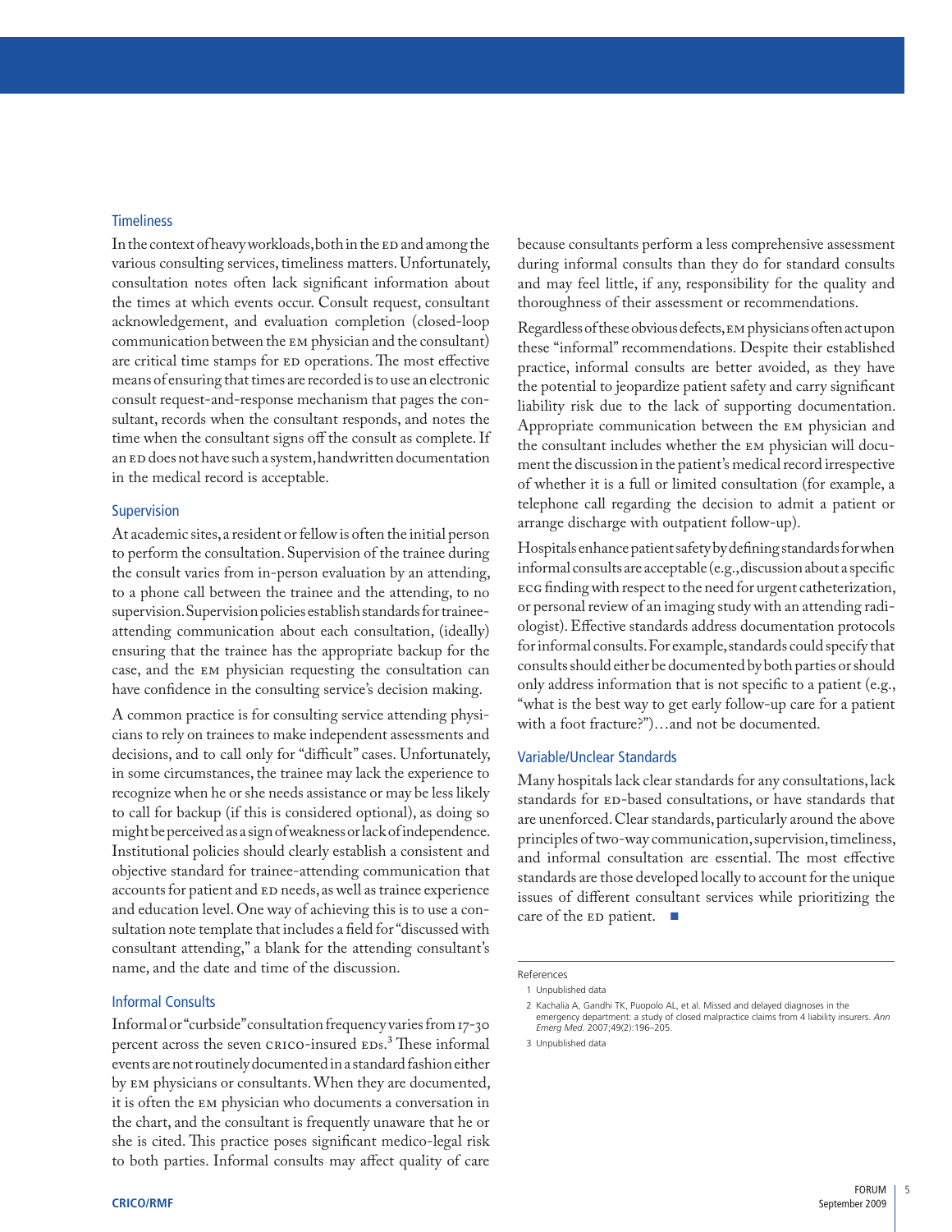## Timeliness

In the context of heavy workloads, both in the ED and among the various consulting services, timeliness matters. Unfortunately, consultation notes often lack significant information about the times at which events occur. Consult request, consultant acknowledgement, and evaluation completion (closed-loop communication between the EM physician and the consultant) are critical time stamps for ED operations. The most effective means of ensuring that times are recorded is to use an electronic consult request-and-response mechanism that pages the consultant, records when the consultant responds, and notes the time when the consultant signs off the consult as complete. If an ED does not have such a system, handwritten documentation in the medical record is acceptable.

## Supervision

At academic sites, a resident or fellow is often the initial person to perform the consultation. Supervision of the trainee during the consult varies from in-person evaluation by an attending, to a phone call between the trainee and the attending, to no supervision. Supervision policies establish standards for trainee-attending communication about each consultation, (ideally) ensuring that the trainee has the appropriate backup for the case, and the EM physician requesting the consultation can have confidence in the consulting service's decision making.

A common practice is for consulting service attending physicians to rely on trainees to make independent assessments and decisions, and to call only for "difficult" cases. Unfortunately, in some circumstances, the trainee may lack the experience to recognize when he or she needs assistance or may be less likely to call for backup (if this is considered optional), as doing so might be perceived as a sign of weakness or lack of independence. Institutional policies should clearly establish a consistent and objective standard for trainee-attending communication that accounts for patient and ED needs, as well as trainee experience and education level. One way of achieving this is to use a consultation note template that includes a field for "discussed with consultant attending," a blank for the attending consultant's name, and the date and time of the discussion.

## Informal Consults

Informal or "curbside" consultation frequency varies from 17-30 percent across the seven CRICO-insured EDs.[3] These informal events are not routinely documented in a standard fashion either by EM physicians or consultants. When they are documented, it is often the EM physician who documents a conversation in the chart, and the consultant is frequently unaware that he or she is cited. This practice poses significant medico-legal risk to both parties. Informal consults may affect quality of care because consultants perform a less comprehensive assessment during informal consults than they do for standard consults and may feel little, if any, responsibility for the quality and thoroughness of their assessment or recommendations.

Regardless of these obvious defects, EM physicians often act upon these "informal" recommendations. Despite their established practice, informal consults are better avoided, as they have the potential to jeopardize patient safety and carry significant liability risk due to the lack of supporting documentation. Appropriate communication between the EM physician and the consultant includes whether the EM physician will document the discussion in the patient's medical record irrespective of whether it is a full or limited consultation (for example, a telephone call regarding the decision to admit a patient or arrange discharge with outpatient follow-up).

Hospitals enhance patient safety by defining standards for when informal consults are acceptable (e.g., discussion about a specific ECG finding with respect to the need for urgent catheterization, or personal review of an imaging study with an attending radiologist). Effective standards address documentation protocols for informal consults. For example, standards could specify that consults should either be documented by both parties or should only address information that is not specific to a patient (e.g., "what is the best way to get early follow-up care for a patient with a foot fracture?")…and not be documented.

## Variable/Unclear Standards

Many hospitals lack clear standards for any consultations, lack standards for ED-based consultations, or have standards that are unenforced. Clear standards, particularly around the above principles of two-way communication, supervision, timeliness, and informal consultation are essential. The most effective standards are those developed locally to account for the unique issues of different consultant services while prioritizing the care of the ED patient. ■

References

1 Unpublished data

2 Kachalia A, Gandhi TK, Puopolo AL, et al. Missed and delayed diagnoses in the emergency department: a study of closed malpractice claims from 4 liability insurers. *Ann Emerg Med.* 2007;49(2):196–205.

3 Unpublished data